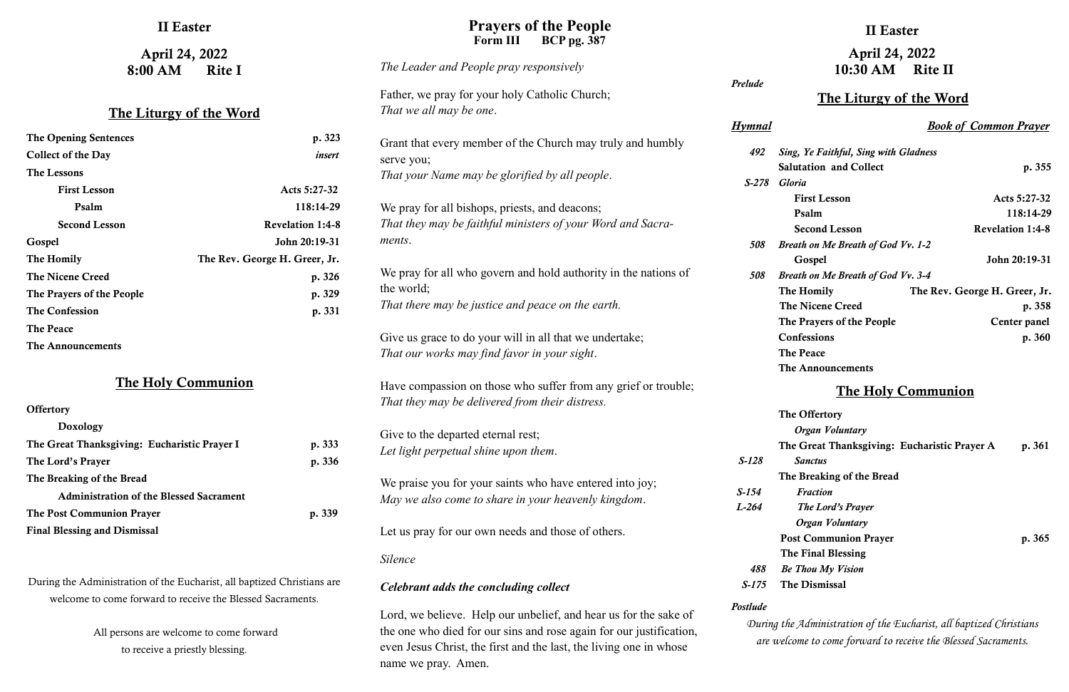## II Easter

## April 24, 2022
## 8:00 AM Rite I

### The Liturgy of the Word

| | |
|---|---|
| **The Opening Sentences** | **p. 323** |
| **Collect of the Day** | *insert* |
| **The Lessons** | |
| **First Lesson** | **Acts 5:27-32** |
| **Psalm** | **118:14-29** |
| **Second Lesson** | **Revelation 1:4-8** |
| **Gospel** | **John 20:19-31** |
| **The Homily** | **The Rev. George H. Greer, Jr.** |
| **The Nicene Creed** | **p. 326** |
| **The Prayers of the People** | **p. 329** |
| **The Confession** | **p. 331** |
| **The Peace** | |
| **The Announcements** | |

### The Holy Communion

| | |
|---|---|
| **Offertory** | |
| **Doxology** | |
| **The Great Thanksgiving: Eucharistic Prayer I** | **p. 333** |
| **The Lord's Prayer** | **p. 336** |
| **The Breaking of the Bread** | |
| **Administration of the Blessed Sacrament** | |
| **The Post Communion Prayer** | **p. 339** |
| **Final Blessing and Dismissal** | |

During the Administration of the Eucharist, all baptized Christians are welcome to come forward to receive the Blessed Sacraments.

All persons are welcome to come forward to receive a priestly blessing.

## Prayers of the People
**Form III BCP pg. 387**

*The Leader and People pray responsively*

Father, we pray for your holy Catholic Church;
*That we all may be one.*

Grant that every member of the Church may truly and humbly serve you;
*That your Name may be glorified by all people.*

We pray for all bishops, priests, and deacons;
*That they may be faithful ministers of your Word and Sacraments.*

We pray for all who govern and hold authority in the nations of the world;
*That there may be justice and peace on the earth.*

Give us grace to do your will in all that we undertake;
*That our works may find favor in your sight.*

Have compassion on those who suffer from any grief or trouble;
*That they may be delivered from their distress.*

Give to the departed eternal rest;
*Let light perpetual shine upon them.*

We praise you for your saints who have entered into joy;
*May we also come to share in your heavenly kingdom.*

Let us pray for our own needs and those of others.

*Silence*

***Celebrant adds the concluding collect***

Lord, we believe. Help our unbelief, and hear us for the sake of the one who died for our sins and rose again for our justification, even Jesus Christ, the first and the last, the living one in whose name we pray. Amen.

## II Easter

## April 24, 2022
## 10:30 AM Rite II

***Prelude***

### The Liturgy of the Word

| ***Hymnal*** | | ***Book of Common Prayer*** |
|---|---|---|
| *492* | ***Sing, Ye Faithful, Sing with Gladness*** | |
| | **Salutation and Collect** | **p. 355** |
| *S-278* | ***Gloria*** | |
| | **First Lesson** | **Acts 5:27-32** |
| | **Psalm** | **118:14-29** |
| | **Second Lesson** | **Revelation 1:4-8** |
| *508* | ***Breath on Me Breath of God Vv. 1-2*** | |
| | **Gospel** | **John 20:19-31** |
| *508* | ***Breath on Me Breath of God Vv. 3-4*** | |
| | **The Homily** | **The Rev. George H. Greer, Jr.** |
| | **The Nicene Creed** | **p. 358** |
| | **The Prayers of the People** | **Center panel** |
| | **Confessions** | **p. 360** |
| | **The Peace** | |
| | **The Announcements** | |

### The Holy Communion

| | | |
|---|---|---|
| | **The Offertory** | |
| | ***Organ Voluntary*** | |
| | **The Great Thanksgiving: Eucharistic Prayer A** | **p. 361** |
| *S-128* | ***Sanctus*** | |
| | **The Breaking of the Bread** | |
| *S-154* | ***Fraction*** | |
| *L-264* | ***The Lord's Prayer*** | |
| | ***Organ Voluntary*** | |
| | **Post Communion Prayer** | **p. 365** |
| | **The Final Blessing** | |
| *488* | ***Be Thou My Vision*** | |
| *S-175* | **The Dismissal** | |

***Postlude***

*During the Administration of the Eucharist, all baptized Christians are welcome to come forward to receive the Blessed Sacraments.*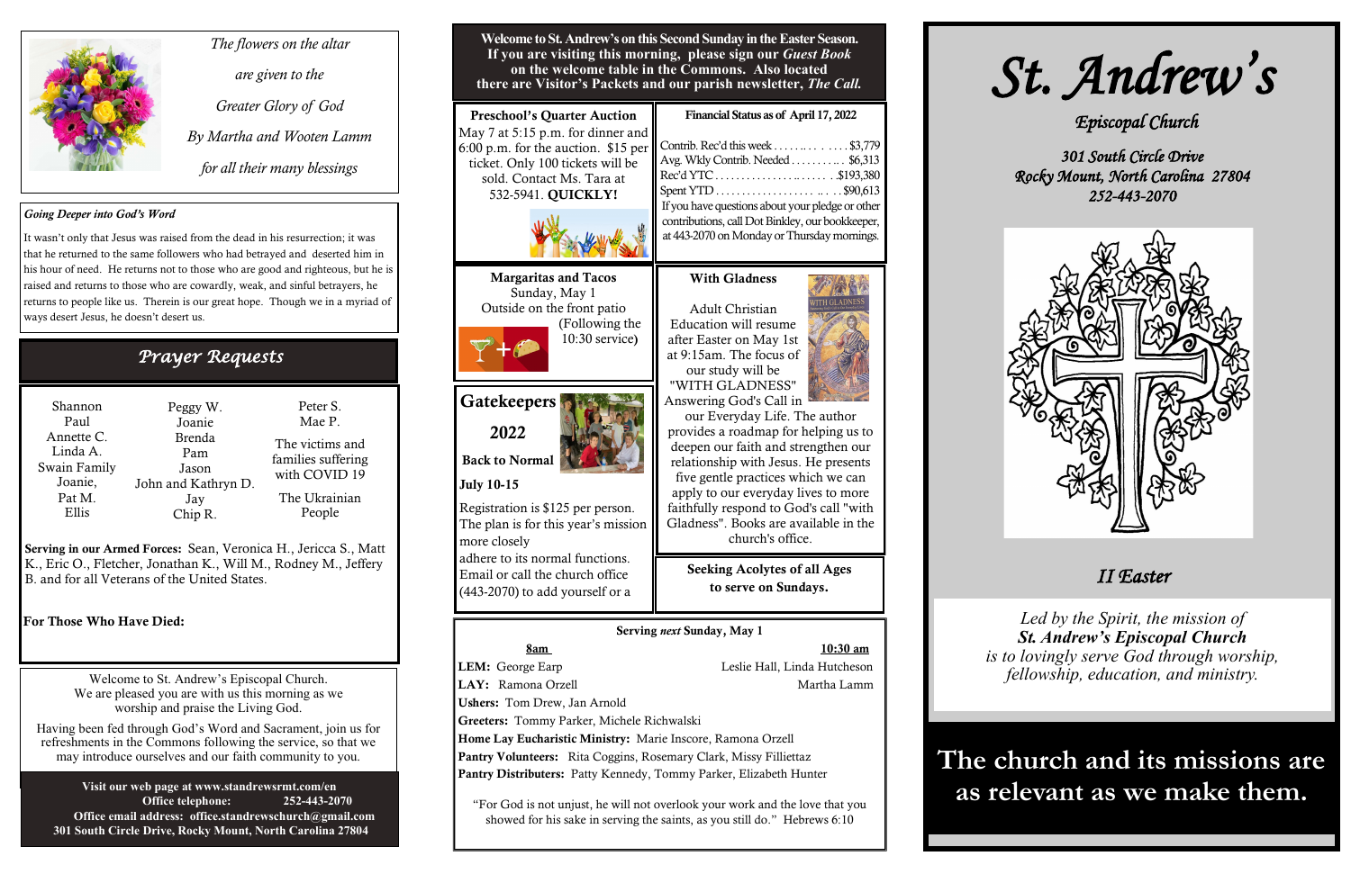*The flowers on the altar*

*are given to the*

*Greater Glory of God*

*By Martha and Wooten Lamm*

*for all their many blessings*

***Going Deeper into God's Word***

It wasn't only that Jesus was raised from the dead in his resurrection; it was that he returned to the same followers who had betrayed and deserted him in his hour of need. He returns not to those who are good and righteous, but he is raised and returns to those who are cowardly, weak, and sinful betrayers, he returns to people like us. Therein is our great hope. Though we in a myriad of ways desert Jesus, he doesn't desert us.

## *Prayer Requests*

| | | |
|---|---|---|
| Shannon | Peggy W. | Peter S. |
| Paul | Joanie | Mae P. |
| Annette C. | Brenda | The victims and families suffering with COVID 19 |
| Linda A. | Pam | |
| Swain Family | Jason | The Ukrainian People |
| Joanie, | John and Kathryn D. | |
| Pat M. | Jay | |
| Ellis | Chip R. | |

**Serving in our Armed Forces:** Sean, Veronica H., Jericca S., Matt K., Eric O., Fletcher, Jonathan K., Will M., Rodney M., Jeffery B. and for all Veterans of the United States.

**For Those Who Have Died:**

Welcome to St. Andrew's Episcopal Church.
We are pleased you are with us this morning as we worship and praise the Living God.

Having been fed through God's Word and Sacrament, join us for refreshments in the Commons following the service, so that we may introduce ourselves and our faith community to you.

**Visit our web page at www.standrewsrmt.com/en**
**Office telephone: 252-443-2070**
**Office email address: office.standrewschurch@gmail.com**
**301 South Circle Drive, Rocky Mount, North Carolina 27804**

**Welcome to St. Andrew's on this Second Sunday in the Easter Season. If you are visiting this morning, please sign our *Guest Book* on the welcome table in the Commons. Also located there are Visitor's Packets and our parish newsletter, *The Call.***

**Preschool's Quarter Auction**

May 7 at 5:15 p.m. for dinner and 6:00 p.m. for the auction. $15 per ticket. Only 100 tickets will be sold. Contact Ms. Tara at 532-5941. **QUICKLY!**

**Financial Status as of April 17, 2022**

| | |
|---|---|
| Contrib. Rec'd this week | $3,779 |
| Avg. Wkly Contrib. Needed | $6,313 |
| Rec'd YTC | $193,380 |
| Spent YTD | $90,613 |

If you have questions about your pledge or other contributions, call Dot Binkley, our bookkeeper, at 443-2070 on Monday or Thursday mornings.

**Margaritas and Tacos**

Sunday, May 1
Outside on the front patio
(Following the 10:30 service)

**With Gladness**

Adult Christian Education will resume after Easter on May 1st at 9:15am. The focus of our study will be "WITH GLADNESS" Answering God's Call in our Everyday Life. The author provides a roadmap for helping us to deepen our faith and strengthen our relationship with Jesus. He presents five gentle practices which we can apply to our everyday lives to more faithfully respond to God's call "with Gladness". Books are available in the church's office.

**Gatekeepers 2022**

**Back to Normal**

**July 10-15**

Registration is $125 per person. The plan is for this year's mission more closely adhere to its normal functions. Email or call the church office (443-2070) to add yourself or a

**Seeking Acolytes of all Ages to serve on Sundays.**

**Serving *next* Sunday, May 1**

| | **8am** | **10:30 am** |
|---|---|---|
| **LEM:** | George Earp | Leslie Hall, Linda Hutcheson |
| **LAY:** | Ramona Orzell | Martha Lamm |
| **Ushers:** | Tom Drew, Jan Arnold | |
| **Greeters:** | Tommy Parker, Michele Richwalski | |
| **Home Lay Eucharistic Ministry:** | Marie Inscore, Ramona Orzell | |
| **Pantry Volunteers:** | Rita Coggins, Rosemary Clark, Missy Filliettaz | |
| **Pantry Distributers:** | Patty Kennedy, Tommy Parker, Elizabeth Hunter | |

"For God is not unjust, he will not overlook your work and the love that you showed for his sake in serving the saints, as you still do." Hebrews 6:10

# *St. Andrew's*

### *Episcopal Church*

*301 South Circle Drive*
*Rocky Mount, North Carolina 27804*
*252-443-2070*

## *II Easter*

*Led by the Spirit, the mission of **St. Andrew's Episcopal Church** is to lovingly serve God through worship, fellowship, education, and ministry.*

**The church and its missions are as relevant as we make them.**